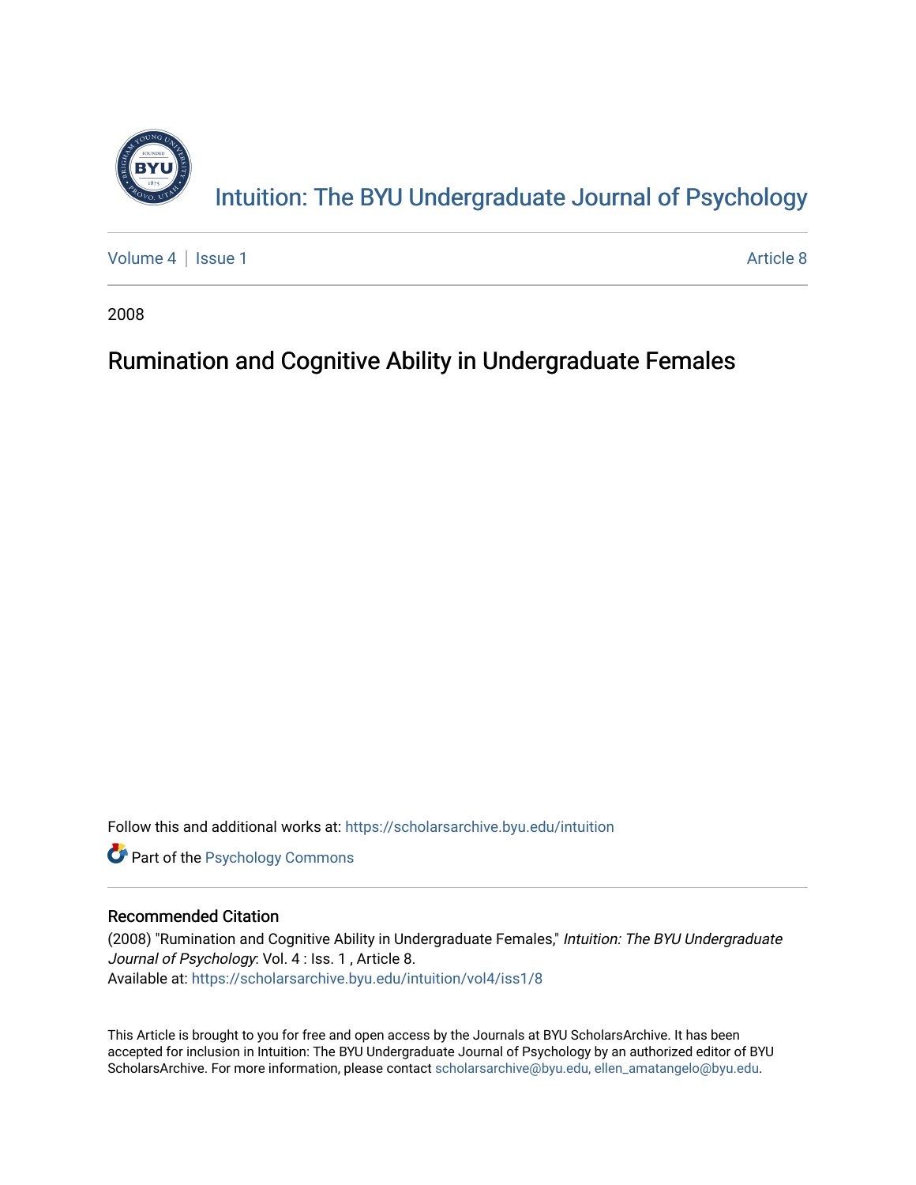# Intuition: The BYU Undergraduate Journal of Psychology

Volume 4 | Issue 1 — Article 8

2008

## Rumination and Cognitive Ability in Undergraduate Females

Follow this and additional works at: https://scholarsarchive.byu.edu/intuition

Part of the Psychology Commons

### Recommended Citation

(2008) "Rumination and Cognitive Ability in Undergraduate Females," *Intuition: The BYU Undergraduate Journal of Psychology*: Vol. 4 : Iss. 1 , Article 8.
Available at: https://scholarsarchive.byu.edu/intuition/vol4/iss1/8

This Article is brought to you for free and open access by the Journals at BYU ScholarsArchive. It has been accepted for inclusion in Intuition: The BYU Undergraduate Journal of Psychology by an authorized editor of BYU ScholarsArchive. For more information, please contact scholarsarchive@byu.edu, ellen_amatangelo@byu.edu.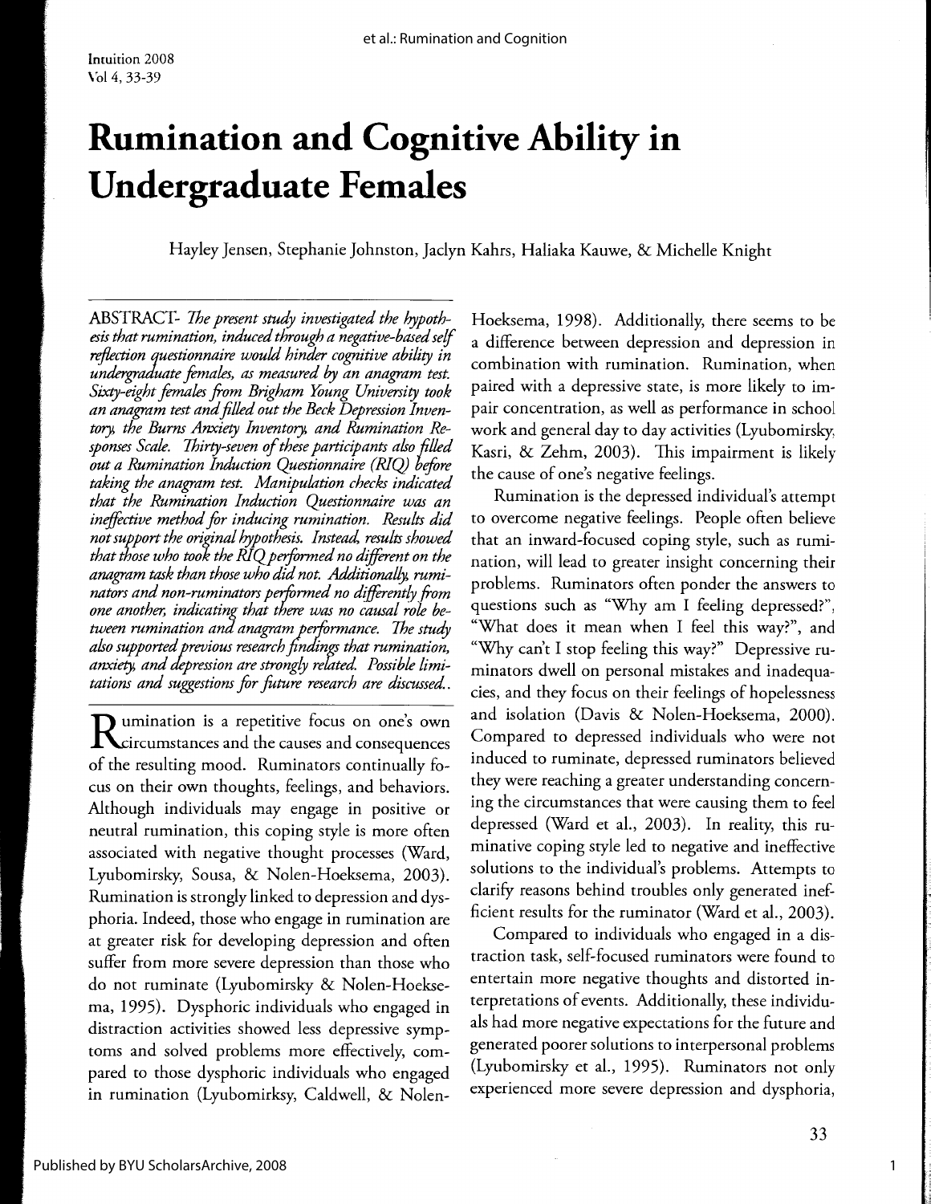# Rumination and Cognitive Ability in Undergraduate Females

Hayley Jensen, Stephanie Johnston, Jaclyn Kahrs, Haliaka Kauwe, & Michelle Knight

ABSTRACT- *The present study investigated the hypothesis that rumination, induced through a negative-based self reflection questionnaire would hinder cognitive ability in undergraduate females, as measured by an anagram test. Sixty-eight females from Brigham Young University took an anagram test and filled out the Beck Depression Inventory, the Burns Anxiety Inventory, and Rumination Responses Scale. Thirty-seven of these participants also filled out a Rumination Induction Questionnaire (RIQ) before taking the anagram test. Manipulation checks indicated that the Rumination Induction Questionnaire was an ineffective method for inducing rumination. Results did not support the original hypothesis. Instead, results showed that those who took the RIQ performed no different on the anagram task than those who did not. Additionally, ruminators and non-ruminators performed no differently from one another, indicating that there was no causal role between rumination and anagram performance. The study also supported previous research findings that rumination, anxiety, and depression are strongly related. Possible limitations and suggestions for future research are discussed..*

Rumination is a repetitive focus on one's own circumstances and the causes and consequences of the resulting mood. Ruminators continually focus on their own thoughts, feelings, and behaviors. Although individuals may engage in positive or neutral rumination, this coping style is more often associated with negative thought processes (Ward, Lyubomirsky, Sousa, & Nolen-Hoeksema, 2003). Rumination is strongly linked to depression and dysphoria. Indeed, those who engage in rumination are at greater risk for developing depression and often suffer from more severe depression than those who do not ruminate (Lyubomirsky & Nolen-Hoeksema, 1995). Dysphoric individuals who engaged in distraction activities showed less depressive symptoms and solved problems more effectively, compared to those dysphoric individuals who engaged in rumination (Lyubomirksy, Caldwell, & Nolen-Hoeksema, 1998). Additionally, there seems to be a difference between depression and depression in combination with rumination. Rumination, when paired with a depressive state, is more likely to impair concentration, as well as performance in school work and general day to day activities (Lyubomirsky, Kasri, & Zehm, 2003). This impairment is likely the cause of one's negative feelings.

Rumination is the depressed individual's attempt to overcome negative feelings. People often believe that an inward-focused coping style, such as rumination, will lead to greater insight concerning their problems. Ruminators often ponder the answers to questions such as "Why am I feeling depressed?", "What does it mean when I feel this way?", and "Why can't I stop feeling this way?" Depressive ruminators dwell on personal mistakes and inadequacies, and they focus on their feelings of hopelessness and isolation (Davis & Nolen-Hoeksema, 2000). Compared to depressed individuals who were not induced to ruminate, depressed ruminators believed they were reaching a greater understanding concerning the circumstances that were causing them to feel depressed (Ward et al., 2003). In reality, this ruminative coping style led to negative and ineffective solutions to the individual's problems. Attempts to clarify reasons behind troubles only generated inefficient results for the ruminator (Ward et al., 2003).

Compared to individuals who engaged in a distraction task, self-focused ruminators were found to entertain more negative thoughts and distorted interpretations of events. Additionally, these individuals had more negative expectations for the future and generated poorer solutions to interpersonal problems (Lyubomirsky et al., 1995). Ruminators not only experienced more severe depression and dysphoria,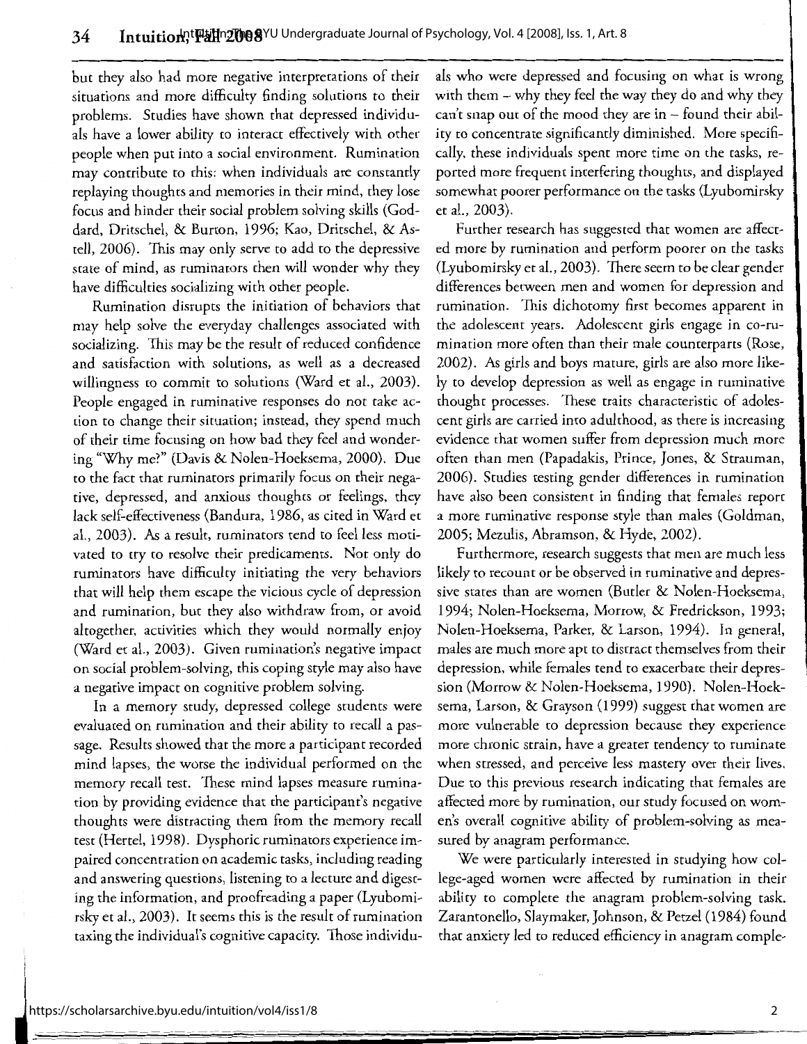but they also had more negative interpretations of their situations and more difficulty finding solutions to their problems. Studies have shown that depressed individuals have a lower ability to interact effectively with other people when put into a social environment. Rumination may contribute to this: when individuals are constantly replaying thoughts and memories in their mind, they lose focus and hinder their social problem solving skills (Goddard, Dritschel, & Burton, 1996; Kao, Dritschel, & Astell, 2006). This may only serve to add to the depressive state of mind, as ruminators then will wonder why they have difficulties socializing with other people.

Rumination disrupts the initiation of behaviors that may help solve the everyday challenges associated with socializing. This may be the result of reduced confidence and satisfaction with solutions, as well as a decreased willingness to commit to solutions (Ward et al., 2003). People engaged in ruminative responses do not take action to change their situation; instead, they spend much of their time focusing on how bad they feel and wondering "Why me?" (Davis & Nolen-Hoeksema, 2000). Due to the fact that ruminators primarily focus on their negative, depressed, and anxious thoughts or feelings, they lack self-effectiveness (Bandura, 1986, as cited in Ward et al., 2003). As a result, ruminators tend to feel less motivated to try to resolve their predicaments. Not only do ruminators have difficulty initiating the very behaviors that will help them escape the vicious cycle of depression and rumination, but they also withdraw from, or avoid altogether, activities which they would normally enjoy (Ward et al., 2003). Given rumination's negative impact on social problem-solving, this coping style may also have a negative impact on cognitive problem solving.

In a memory study, depressed college students were evaluated on rumination and their ability to recall a passage. Results showed that the more a participant recorded mind lapses, the worse the individual performed on the memory recall test. These mind lapses measure rumination by providing evidence that the participant's negative thoughts were distracting them from the memory recall test (Hertel, 1998). Dysphoric ruminators experience impaired concentration on academic tasks, including reading and answering questions, listening to a lecture and digesting the information, and proofreading a paper (Lyubomirsky et al., 2003). It seems this is the result of rumination taxing the individual's cognitive capacity. Those individuals who were depressed and focusing on what is wrong with them – why they feel the way they do and why they can't snap out of the mood they are in – found their ability to concentrate significantly diminished. More specifically, these individuals spent more time on the tasks, reported more frequent interfering thoughts, and displayed somewhat poorer performance on the tasks (Lyubomirsky et al., 2003).

Further research has suggested that women are affected more by rumination and perform poorer on the tasks (Lyubomirsky et al., 2003). There seem to be clear gender differences between men and women for depression and rumination. This dichotomy first becomes apparent in the adolescent years. Adolescent girls engage in co-rumination more often than their male counterparts (Rose, 2002). As girls and boys mature, girls are also more likely to develop depression as well as engage in ruminative thought processes. These traits characteristic of adolescent girls are carried into adulthood, as there is increasing evidence that women suffer from depression much more often than men (Papadakis, Prince, Jones, & Strauman, 2006). Studies testing gender differences in rumination have also been consistent in finding that females report a more ruminative response style than males (Goldman, 2005; Mezulis, Abramson, & Hyde, 2002).

Furthermore, research suggests that men are much less likely to recount or be observed in ruminative and depressive states than are women (Butler & Nolen-Hoeksema, 1994; Nolen-Hoeksema, Morrow, & Fredrickson, 1993; Nolen-Hoeksema, Parker, & Larson, 1994). In general, males are much more apt to distract themselves from their depression, while females tend to exacerbate their depression (Morrow & Nolen-Hoeksema, 1990). Nolen-Hoeksema, Larson, & Grayson (1999) suggest that women are more vulnerable to depression because they experience more chronic strain, have a greater tendency to ruminate when stressed, and perceive less mastery over their lives. Due to this previous research indicating that females are affected more by rumination, our study focused on women's overall cognitive ability of problem-solving as measured by anagram performance.

We were particularly interested in studying how college-aged women were affected by rumination in their ability to complete the anagram problem-solving task. Zarantonello, Slaymaker, Johnson, & Petzel (1984) found that anxiety led to reduced efficiency in anagram comple-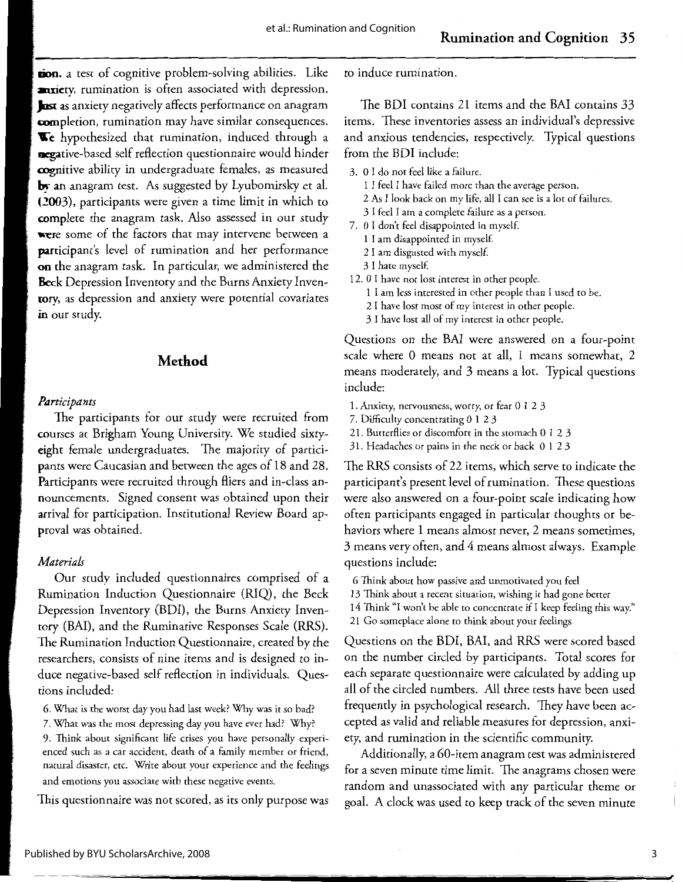tion, a test of cognitive problem-solving abilities. Like anxiety, rumination is often associated with depression. Just as anxiety negatively affects performance on anagram completion, rumination may have similar consequences. We hypothesized that rumination, induced through a negative-based self reflection questionnaire would hinder cognitive ability in undergraduate females, as measured by an anagram test. As suggested by Lyubomirsky et al. (2003), participants were given a time limit in which to complete the anagram task. Also assessed in our study were some of the factors that may intervene between a participant's level of rumination and her performance on the anagram task. In particular, we administered the Beck Depression Inventory and the Burns Anxiety Inventory, as depression and anxiety were potential covariates in our study.

## Method

### *Participants*

The participants for our study were recruited from courses at Brigham Young University. We studied sixty-eight female undergraduates. The majority of participants were Caucasian and between the ages of 18 and 28. Participants were recruited through fliers and in-class announcements. Signed consent was obtained upon their arrival for participation. Institutional Review Board approval was obtained.

### *Materials*

Our study included questionnaires comprised of a Rumination Induction Questionnaire (RIQ), the Beck Depression Inventory (BDI), the Burns Anxiety Inventory (BAI), and the Ruminative Responses Scale (RRS). The Rumination Induction Questionnaire, created by the researchers, consists of nine items and is designed to induce negative-based self reflection in individuals. Questions included:

6. What is the worst day you had last week? Why was it so bad?
7. What was the most depressing day you have ever had? Why?
9. Think about significant life crises you have personally experienced such as a car accident, death of a family member or friend, natural disaster, etc. Write about your experience and the feelings and emotions you associate with these negative events.

This questionnaire was not scored, as its only purpose was to induce rumination.

The BDI contains 21 items and the BAI contains 33 items. These inventories assess an individual's depressive and anxious tendencies, respectively. Typical questions from the BDI include:

3. 0 I do not feel like a failure.
   1 I feel I have failed more than the average person.
   2 As I look back on my life, all I can see is a lot of failures.
   3 I feel I am a complete failure as a person.
7. 0 I don't feel disappointed in myself.
   1 I am disappointed in myself.
   2 I am disgusted with myself.
   3 I hate myself.
12. 0 I have not lost interest in other people.
    1 I am less interested in other people than I used to be.
    2 I have lost most of my interest in other people.
    3 I have lost all of my interest in other people.

Questions on the BAI were answered on a four-point scale where 0 means not at all, 1 means somewhat, 2 means moderately, and 3 means a lot. Typical questions include:

1. Anxiety, nervousness, worry, or fear 0 1 2 3
7. Difficulty concentrating 0 1 2 3
21. Butterflies or discomfort in the stomach 0 1 2 3
31. Headaches or pains in the neck or back 0 1 2 3

The RRS consists of 22 items, which serve to indicate the participant's present level of rumination. These questions were also answered on a four-point scale indicating how often participants engaged in particular thoughts or behaviors where 1 means almost never, 2 means sometimes, 3 means very often, and 4 means almost always. Example questions include:

6 Think about how passive and unmotivated you feel
13 Think about a recent situation, wishing it had gone better
14 Think "I won't be able to concentrate if I keep feeling this way."
21 Go someplace alone to think about your feelings

Questions on the BDI, BAI, and RRS were scored based on the number circled by participants. Total scores for each separate questionnaire were calculated by adding up all of the circled numbers. All three tests have been used frequently in psychological research. They have been accepted as valid and reliable measures for depression, anxiety, and rumination in the scientific community.

Additionally, a 60-item anagram test was administered for a seven minute time limit. The anagrams chosen were random and unassociated with any particular theme or goal. A clock was used to keep track of the seven minute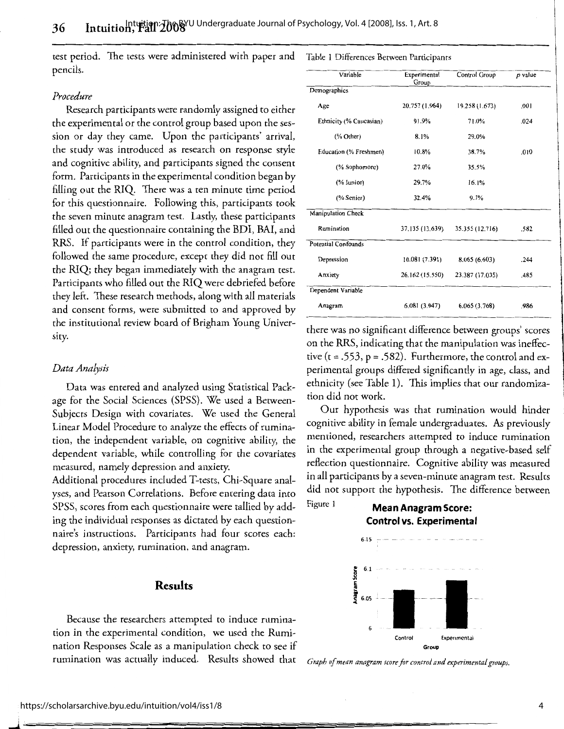test period. The tests were administered with paper and pencils.

### *Procedure*

Research participants were randomly assigned to either the experimental or the control group based upon the session or day they came. Upon the participants' arrival, the study was introduced as research on response style and cognitive ability, and participants signed the consent form. Participants in the experimental condition began by filling out the RIQ. There was a ten minute time period for this questionnaire. Following this, participants took the seven minute anagram test. Lastly, these participants filled out the questionnaire containing the BDI, BAI, and RRS. If participants were in the control condition, they followed the same procedure, except they did not fill out the RIQ; they began immediately with the anagram test. Participants who filled out the RIQ were debriefed before they left. These research methods, along with all materials and consent forms, were submitted to and approved by the institutional review board of Brigham Young University.

### *Data Analysis*

Data was entered and analyzed using Statistical Package for the Social Sciences (SPSS). We used a Between-Subjects Design with covariates. We used the General Linear Model Procedure to analyze the effects of rumination, the independent variable, on cognitive ability, the dependent variable, while controlling for the covariates measured, namely depression and anxiety.
Additional procedures included T-tests, Chi-Square analyses, and Pearson Correlations. Before entering data into SPSS, scores from each questionnaire were tallied by adding the individual responses as dictated by each questionnaire's instructions. Participants had four scores each: depression, anxiety, rumination, and anagram.

## Results

Because the researchers attempted to induce rumination in the experimental condition, we used the Rumination Responses Scale as a manipulation check to see if rumination was actually induced. Results showed that there was no significant difference between groups' scores on the RRS, indicating that the manipulation was ineffective ($t = .553$, $p = .582$). Furthermore, the control and experimental groups differed significantly in age, class, and ethnicity (see Table 1). This implies that our randomization did not work.

Table 1 Differences Between Participants

| Variable | Experimental Group | Control Group | *p* value |
|---|---|---|---|
| Demographics | | | |
| Age | 20.757 (1.964) | 19.258 (1.673) | .001 |
| Ethnicity (% Caucasian) | 91.9% | 71.0% | .024 |
| (% Other) | 8.1% | 29.0% | |
| Education (% Freshmen) | 10.8% | 38.7% | .010 |
| (% Sophomore) | 27.0% | 35.5% | |
| (% Junior) | 29.7% | 16.1% | |
| (% Senior) | 32.4% | 9.7% | |
| Manipulation Check | | | |
| Rumination | 37.135 (13.639) | 35.355 (12.716) | .582 |
| Potential Confounds | | | |
| Depression | 10.081 (7.391) | 8.065 (6.603) | .244 |
| Anxiety | 26.162 (15.550) | 23.387 (17.035) | .485 |
| Dependent Variable | | | |
| Anagram | 6.081 (3.947) | 6.065 (3.768) | .986 |

Our hypothesis was that rumination would hinder cognitive ability in female undergraduates. As previously mentioned, researchers attempted to induce rumination in the experimental group through a negative-based self reflection questionnaire. Cognitive ability was measured in all participants by a seven-minute anagram test. Results did not support the hypothesis. The difference between

Figure 1

**Mean Anagram Score: Control vs. Experimental**

*Graph of mean anagram score for control and experimental groups.*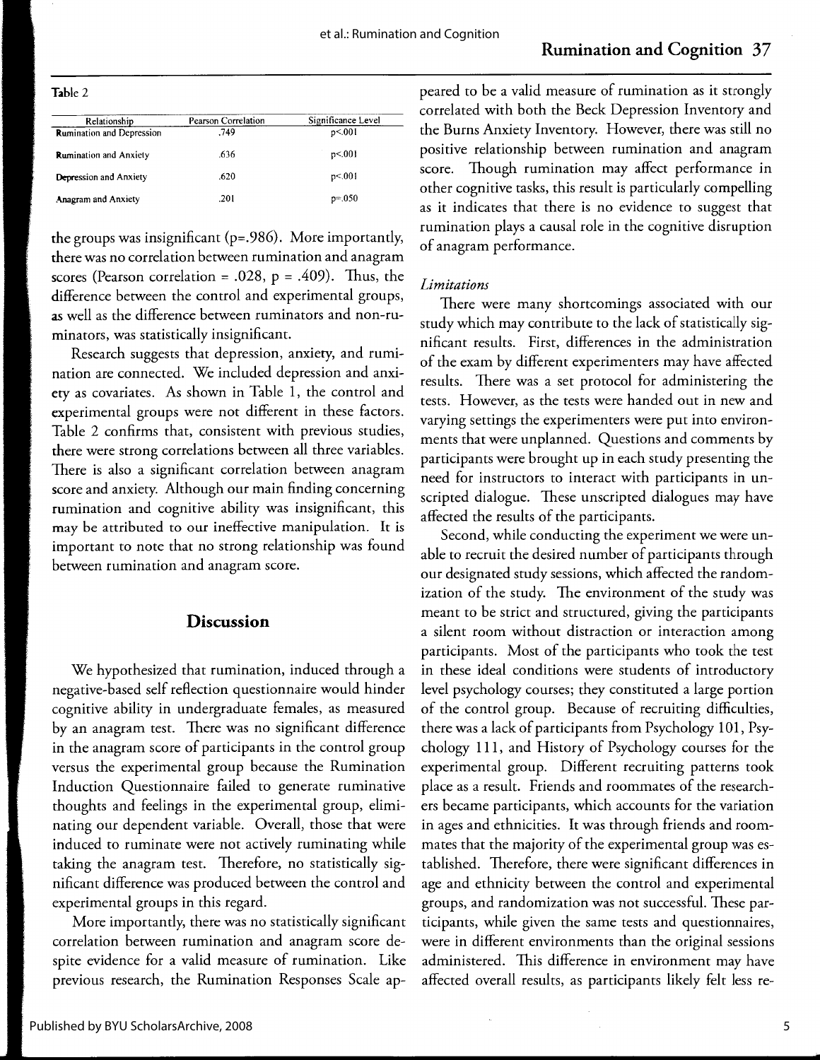Table 2

| Relationship | Pearson Correlation | Significance Level |
|---|---|---|
| Rumination and Depression | .749 | p<.001 |
| Rumination and Anxiety | .636 | p<.001 |
| Depression and Anxiety | .620 | p<.001 |
| Anagram and Anxiety | .201 | p=.050 |

the groups was insignificant (p=.986). More importantly, there was no correlation between rumination and anagram scores (Pearson correlation = .028, p = .409). Thus, the difference between the control and experimental groups, as well as the difference between ruminators and non-ruminators, was statistically insignificant.

Research suggests that depression, anxiety, and rumination are connected. We included depression and anxiety as covariates. As shown in Table 1, the control and experimental groups were not different in these factors. Table 2 confirms that, consistent with previous studies, there were strong correlations between all three variables. There is also a significant correlation between anagram score and anxiety. Although our main finding concerning rumination and cognitive ability was insignificant, this may be attributed to our ineffective manipulation. It is important to note that no strong relationship was found between rumination and anagram score.

## Discussion

We hypothesized that rumination, induced through a negative-based self reflection questionnaire would hinder cognitive ability in undergraduate females, as measured by an anagram test. There was no significant difference in the anagram score of participants in the control group versus the experimental group because the Rumination Induction Questionnaire failed to generate ruminative thoughts and feelings in the experimental group, eliminating our dependent variable. Overall, those that were induced to ruminate were not actively ruminating while taking the anagram test. Therefore, no statistically significant difference was produced between the control and experimental groups in this regard.

More importantly, there was no statistically significant correlation between rumination and anagram score despite evidence for a valid measure of rumination. Like previous research, the Rumination Responses Scale appeared to be a valid measure of rumination as it strongly correlated with both the Beck Depression Inventory and the Burns Anxiety Inventory. However, there was still no positive relationship between rumination and anagram score. Though rumination may affect performance in other cognitive tasks, this result is particularly compelling as it indicates that there is no evidence to suggest that rumination plays a causal role in the cognitive disruption of anagram performance.

### *Limitations*

There were many shortcomings associated with our study which may contribute to the lack of statistically significant results. First, differences in the administration of the exam by different experimenters may have affected results. There was a set protocol for administering the tests. However, as the tests were handed out in new and varying settings the experimenters were put into environments that were unplanned. Questions and comments by participants were brought up in each study presenting the need for instructors to interact with participants in unscripted dialogue. These unscripted dialogues may have affected the results of the participants.

Second, while conducting the experiment we were unable to recruit the desired number of participants through our designated study sessions, which affected the randomization of the study. The environment of the study was meant to be strict and structured, giving the participants a silent room without distraction or interaction among participants. Most of the participants who took the test in these ideal conditions were students of introductory level psychology courses; they constituted a large portion of the control group. Because of recruiting difficulties, there was a lack of participants from Psychology 101, Psychology 111, and History of Psychology courses for the experimental group. Different recruiting patterns took place as a result. Friends and roommates of the researchers became participants, which accounts for the variation in ages and ethnicities. It was through friends and roommates that the majority of the experimental group was established. Therefore, there were significant differences in age and ethnicity between the control and experimental groups, and randomization was not successful. These participants, while given the same tests and questionnaires, were in different environments than the original sessions administered. This difference in environment may have affected overall results, as participants likely felt less re-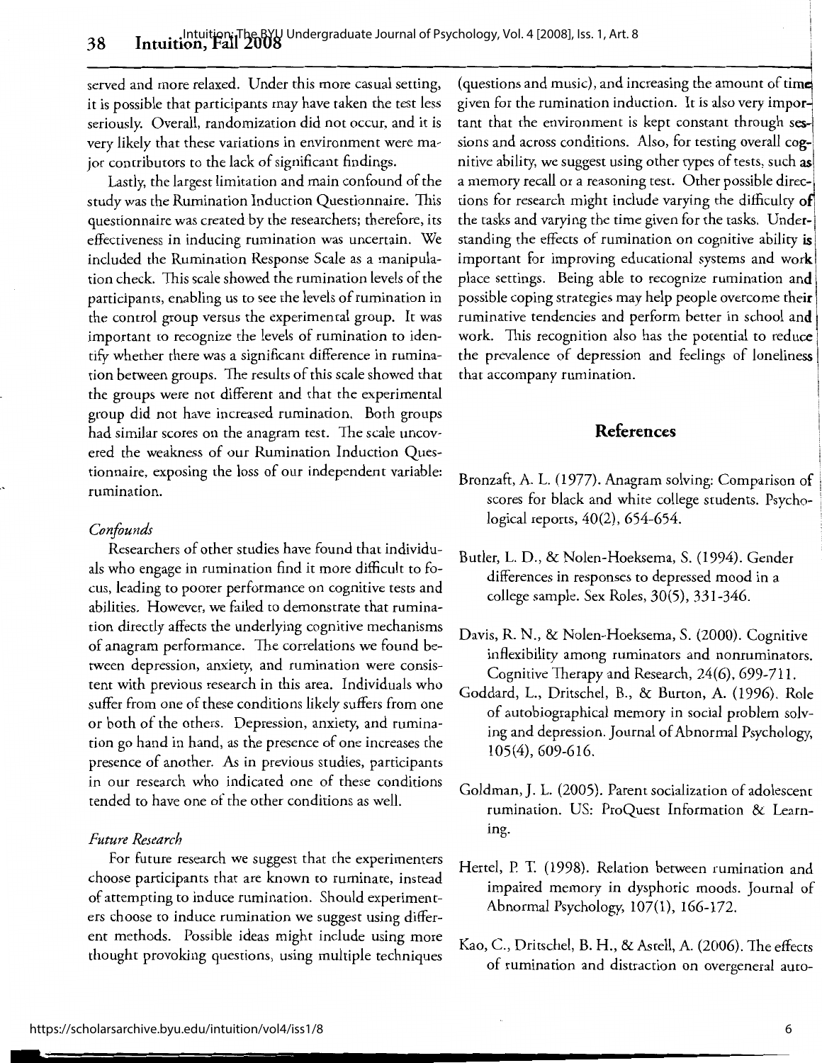served and more relaxed. Under this more casual setting, it is possible that participants may have taken the test less seriously. Overall, randomization did not occur, and it is very likely that these variations in environment were major contributors to the lack of significant findings.

Lastly, the largest limitation and main confound of the study was the Rumination Induction Questionnaire. This questionnaire was created by the researchers; therefore, its effectiveness in inducing rumination was uncertain. We included the Rumination Response Scale as a manipulation check. This scale showed the rumination levels of the participants, enabling us to see the levels of rumination in the control group versus the experimental group. It was important to recognize the levels of rumination to identify whether there was a significant difference in rumination between groups. The results of this scale showed that the groups were not different and that the experimental group did not have increased rumination. Both groups had similar scores on the anagram test. The scale uncovered the weakness of our Rumination Induction Questionnaire, exposing the loss of our independent variable: rumination.

*Confounds*

Researchers of other studies have found that individuals who engage in rumination find it more difficult to focus, leading to poorer performance on cognitive tests and abilities. However, we failed to demonstrate that rumination directly affects the underlying cognitive mechanisms of anagram performance. The correlations we found between depression, anxiety, and rumination were consistent with previous research in this area. Individuals who suffer from one of these conditions likely suffers from one or both of the others. Depression, anxiety, and rumination go hand in hand, as the presence of one increases the presence of another. As in previous studies, participants in our research who indicated one of these conditions tended to have one of the other conditions as well.

*Future Research*

For future research we suggest that the experimenters choose participants that are known to ruminate, instead of attempting to induce rumination. Should experimenters choose to induce rumination we suggest using different methods. Possible ideas might include using more thought provoking questions, using multiple techniques (questions and music), and increasing the amount of time given for the rumination induction. It is also very important that the environment is kept constant through sessions and across conditions. Also, for testing overall cognitive ability, we suggest using other types of tests, such as a memory recall or a reasoning test. Other possible directions for research might include varying the difficulty of the tasks and varying the time given for the tasks. Understanding the effects of rumination on cognitive ability is important for improving educational systems and work place settings. Being able to recognize rumination and possible coping strategies may help people overcome their ruminative tendencies and perform better in school and work. This recognition also has the potential to reduce the prevalence of depression and feelings of loneliness that accompany rumination.

## References

Bronzaft, A. L. (1977). Anagram solving: Comparison of scores for black and white college students. Psychological reports, 40(2), 654-654.

Butler, L. D., & Nolen-Hoeksema, S. (1994). Gender differences in responses to depressed mood in a college sample. Sex Roles, 30(5), 331-346.

Davis, R. N., & Nolen-Hoeksema, S. (2000). Cognitive inflexibility among ruminators and nonruminators. Cognitive Therapy and Research, 24(6), 699-711.

Goddard, L., Dritschel, B., & Burton, A. (1996). Role of autobiographical memory in social problem solving and depression. Journal of Abnormal Psychology, 105(4), 609-616.

Goldman, J. L. (2005). Parent socialization of adolescent rumination. US: ProQuest Information & Learning.

Hertel, P. T. (1998). Relation between rumination and impaired memory in dysphoric moods. Journal of Abnormal Psychology, 107(1), 166-172.

Kao, C., Dritschel, B. H., & Astell, A. (2006). The effects of rumination and distraction on overgeneral auto-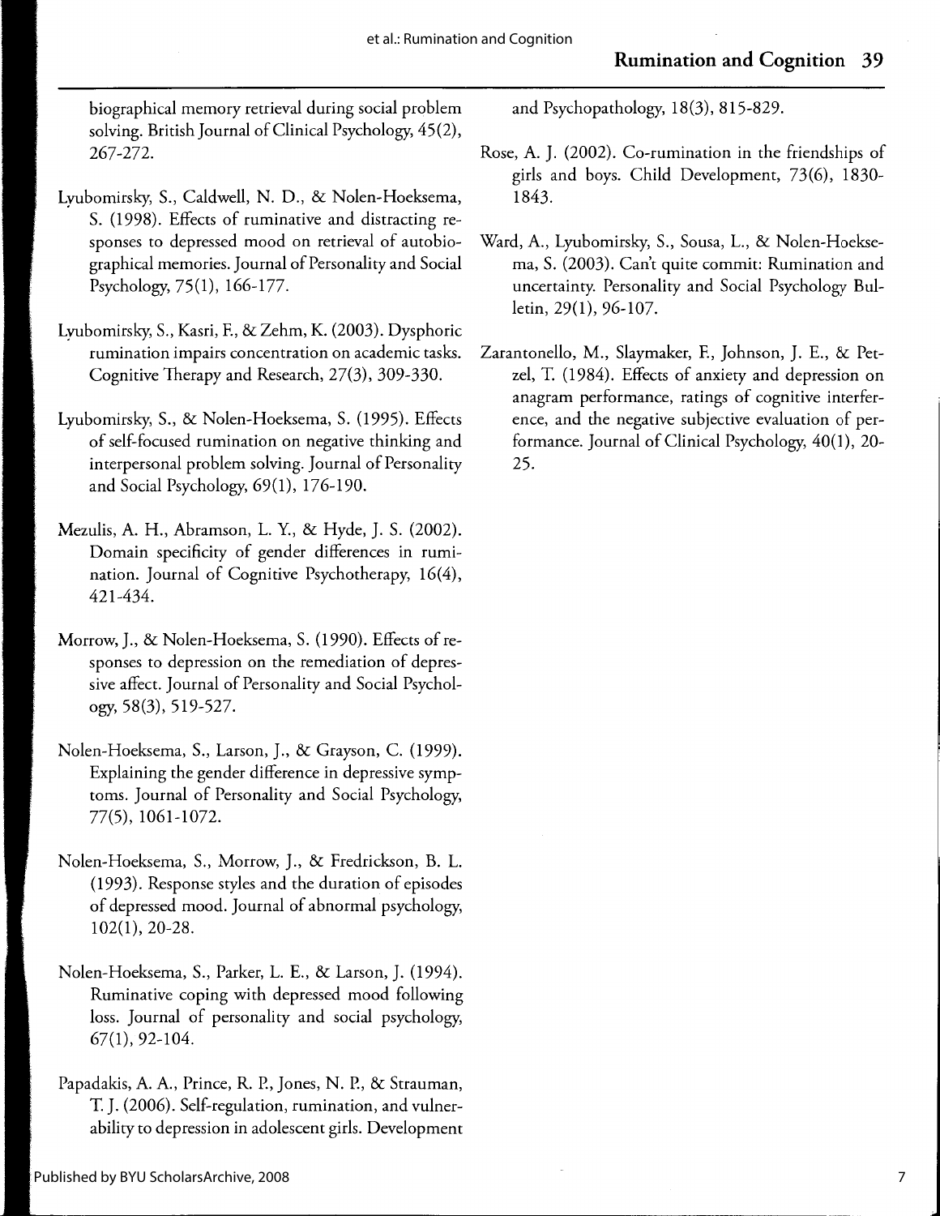biographical memory retrieval during social problem solving. British Journal of Clinical Psychology, 45(2), 267-272.

Lyubomirsky, S., Caldwell, N. D., & Nolen-Hoeksema, S. (1998). Effects of ruminative and distracting responses to depressed mood on retrieval of autobiographical memories. Journal of Personality and Social Psychology, 75(1), 166-177.

Lyubomirsky, S., Kasri, F., & Zehm, K. (2003). Dysphoric rumination impairs concentration on academic tasks. Cognitive Therapy and Research, 27(3), 309-330.

Lyubomirsky, S., & Nolen-Hoeksema, S. (1995). Effects of self-focused rumination on negative thinking and interpersonal problem solving. Journal of Personality and Social Psychology, 69(1), 176-190.

Mezulis, A. H., Abramson, L. Y., & Hyde, J. S. (2002). Domain specificity of gender differences in rumination. Journal of Cognitive Psychotherapy, 16(4), 421-434.

Morrow, J., & Nolen-Hoeksema, S. (1990). Effects of responses to depression on the remediation of depressive affect. Journal of Personality and Social Psychology, 58(3), 519-527.

Nolen-Hoeksema, S., Larson, J., & Grayson, C. (1999). Explaining the gender difference in depressive symptoms. Journal of Personality and Social Psychology, 77(5), 1061-1072.

Nolen-Hoeksema, S., Morrow, J., & Fredrickson, B. L. (1993). Response styles and the duration of episodes of depressed mood. Journal of abnormal psychology, 102(1), 20-28.

Nolen-Hoeksema, S., Parker, L. E., & Larson, J. (1994). Ruminative coping with depressed mood following loss. Journal of personality and social psychology, 67(1), 92-104.

Papadakis, A. A., Prince, R. P., Jones, N. P., & Strauman, T. J. (2006). Self-regulation, rumination, and vulnerability to depression in adolescent girls. Development and Psychopathology, 18(3), 815-829.

Rose, A. J. (2002). Co-rumination in the friendships of girls and boys. Child Development, 73(6), 1830-1843.

Ward, A., Lyubomirsky, S., Sousa, L., & Nolen-Hoeksema, S. (2003). Can't quite commit: Rumination and uncertainty. Personality and Social Psychology Bulletin, 29(1), 96-107.

Zarantonello, M., Slaymaker, F., Johnson, J. E., & Petzel, T. (1984). Effects of anxiety and depression on anagram performance, ratings of cognitive interference, and the negative subjective evaluation of performance. Journal of Clinical Psychology, 40(1), 20-25.